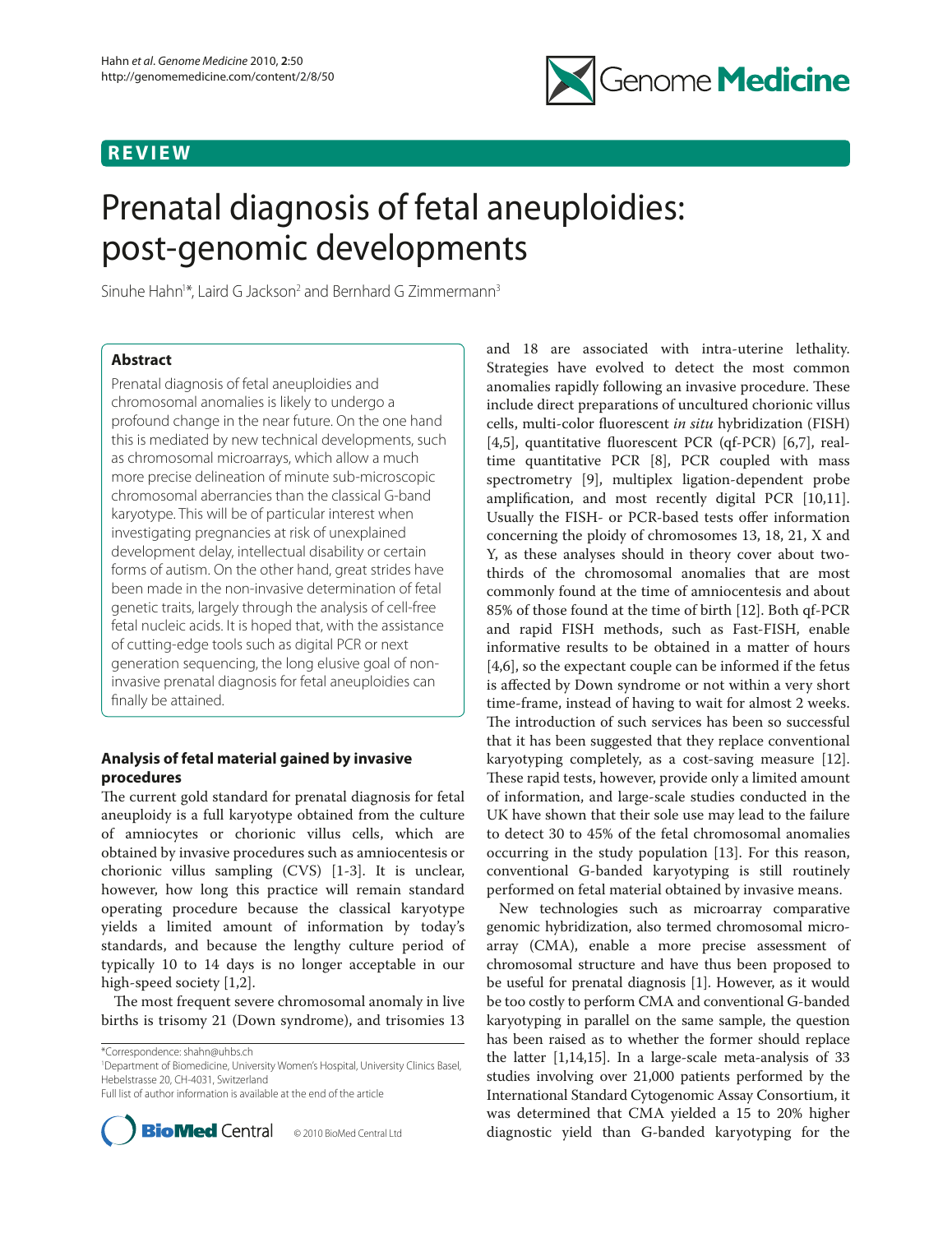REVIEW

# Prenatal diagnosis of fetal aneuploidies: post-genomic developments

Sinuhe Hahn[1]*, Laird G Jackson[2] and Bernhard G Zimmermann[3]

## Abstract

Prenatal diagnosis of fetal aneuploidies and chromosomal anomalies is likely to undergo a profound change in the near future. On the one hand this is mediated by new technical developments, such as chromosomal microarrays, which allow a much more precise delineation of minute sub-microscopic chromosomal aberrancies than the classical G-band karyotype. This will be of particular interest when investigating pregnancies at risk of unexplained development delay, intellectual disability or certain forms of autism. On the other hand, great strides have been made in the non-invasive determination of fetal genetic traits, largely through the analysis of cell-free fetal nucleic acids. It is hoped that, with the assistance of cutting-edge tools such as digital PCR or next generation sequencing, the long elusive goal of non-invasive prenatal diagnosis for fetal aneuploidies can finally be attained.

## Analysis of fetal material gained by invasive procedures

The current gold standard for prenatal diagnosis for fetal aneuploidy is a full karyotype obtained from the culture of amniocytes or chorionic villus cells, which are obtained by invasive procedures such as amniocentesis or chorionic villus sampling (CVS) [1-3]. It is unclear, however, how long this practice will remain standard operating procedure because the classical karyotype yields a limited amount of information by today's standards, and because the lengthy culture period of typically 10 to 14 days is no longer acceptable in our high-speed society [1,2].

The most frequent severe chromosomal anomaly in live births is trisomy 21 (Down syndrome), and trisomies 13 and 18 are associated with intra-uterine lethality. Strategies have evolved to detect the most common anomalies rapidly following an invasive procedure. These include direct preparations of uncultured chorionic villus cells, multi-color fluorescent *in situ* hybridization (FISH) [4,5], quantitative fluorescent PCR (qf-PCR) [6,7], real-time quantitative PCR [8], PCR coupled with mass spectrometry [9], multiplex ligation-dependent probe amplification, and most recently digital PCR [10,11]. Usually the FISH- or PCR-based tests offer information concerning the ploidy of chromosomes 13, 18, 21, X and Y, as these analyses should in theory cover about two-thirds of the chromosomal anomalies that are most commonly found at the time of amniocentesis and about 85% of those found at the time of birth [12]. Both qf-PCR and rapid FISH methods, such as Fast-FISH, enable informative results to be obtained in a matter of hours [4,6], so the expectant couple can be informed if the fetus is affected by Down syndrome or not within a very short time-frame, instead of having to wait for almost 2 weeks. The introduction of such services has been so successful that it has been suggested that they replace conventional karyotyping completely, as a cost-saving measure [12]. These rapid tests, however, provide only a limited amount of information, and large-scale studies conducted in the UK have shown that their sole use may lead to the failure to detect 30 to 45% of the fetal chromosomal anomalies occurring in the study population [13]. For this reason, conventional G-banded karyotyping is still routinely performed on fetal material obtained by invasive means.

New technologies such as microarray comparative genomic hybridization, also termed chromosomal microarray (CMA), enable a more precise assessment of chromosomal structure and have thus been proposed to be useful for prenatal diagnosis [1]. However, as it would be too costly to perform CMA and conventional G-banded karyotyping in parallel on the same sample, the question has been raised as to whether the former should replace the latter [1,14,15]. In a large-scale meta-analysis of 33 studies involving over 21,000 patients performed by the International Standard Cytogenomic Assay Consortium, it was determined that CMA yielded a 15 to 20% higher diagnostic yield than G-banded karyotyping for the

*Correspondence: shahn@uhbs.ch
[1]Department of Biomedicine, University Women's Hospital, University Clinics Basel, Hebelstrasse 20, CH-4031, Switzerland
Full list of author information is available at the end of the article

© 2010 BioMed Central Ltd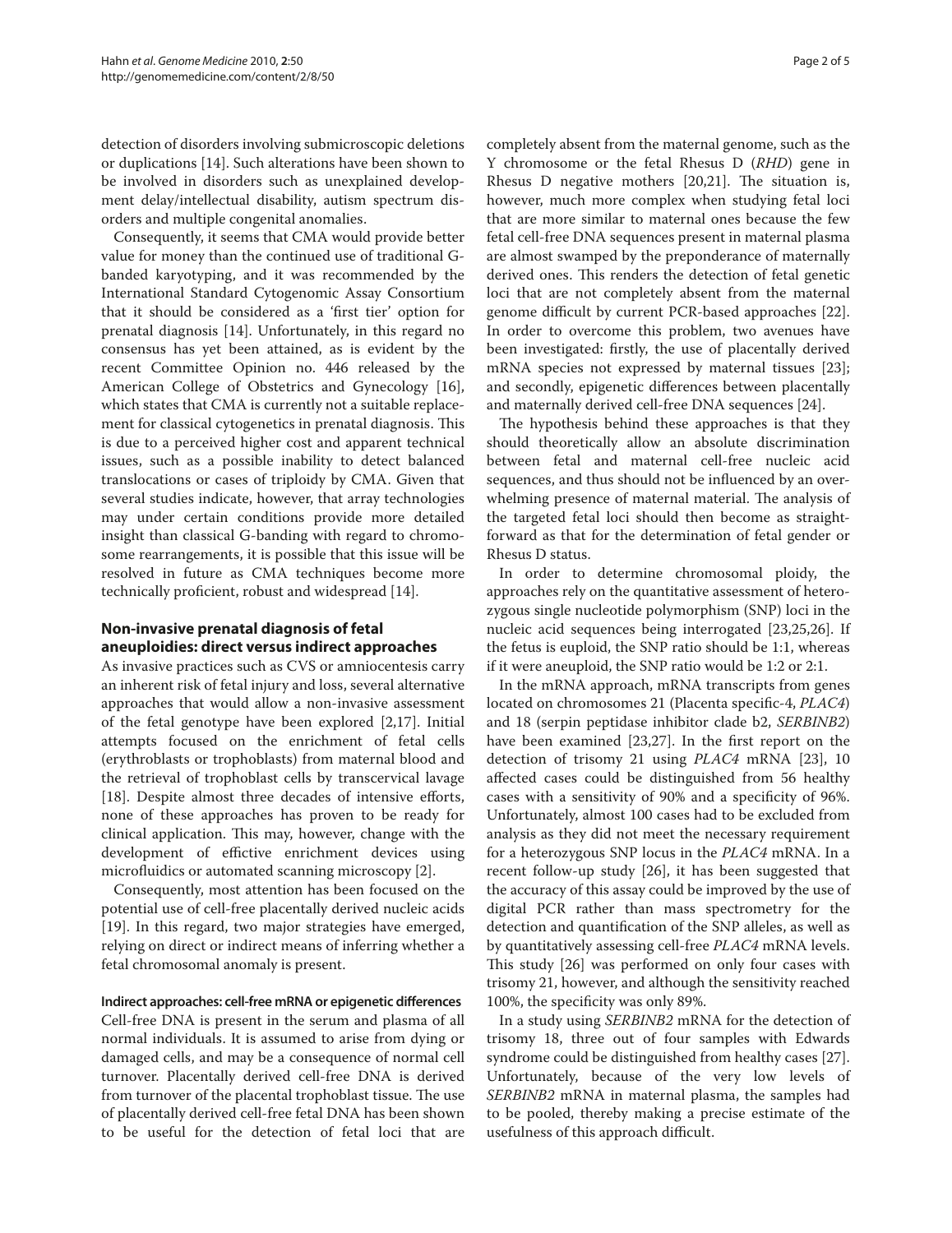detection of disorders involving submicroscopic deletions or duplications [14]. Such alterations have been shown to be involved in disorders such as unexplained development delay/intellectual disability, autism spectrum disorders and multiple congenital anomalies.

Consequently, it seems that CMA would provide better value for money than the continued use of traditional G-banded karyotyping, and it was recommended by the International Standard Cytogenomic Assay Consortium that it should be considered as a 'first tier' option for prenatal diagnosis [14]. Unfortunately, in this regard no consensus has yet been attained, as is evident by the recent Committee Opinion no. 446 released by the American College of Obstetrics and Gynecology [16], which states that CMA is currently not a suitable replacement for classical cytogenetics in prenatal diagnosis. This is due to a perceived higher cost and apparent technical issues, such as a possible inability to detect balanced translocations or cases of triploidy by CMA. Given that several studies indicate, however, that array technologies may under certain conditions provide more detailed insight than classical G-banding with regard to chromosome rearrangements, it is possible that this issue will be resolved in future as CMA techniques become more technically proficient, robust and widespread [14].

## Non-invasive prenatal diagnosis of fetal aneuploidies: direct versus indirect approaches

As invasive practices such as CVS or amniocentesis carry an inherent risk of fetal injury and loss, several alternative approaches that would allow a non-invasive assessment of the fetal genotype have been explored [2,17]. Initial attempts focused on the enrichment of fetal cells (erythroblasts or trophoblasts) from maternal blood and the retrieval of trophoblast cells by transcervical lavage [18]. Despite almost three decades of intensive efforts, none of these approaches has proven to be ready for clinical application. This may, however, change with the development of effective enrichment devices using microfluidics or automated scanning microscopy [2].

Consequently, most attention has been focused on the potential use of cell-free placentally derived nucleic acids [19]. In this regard, two major strategies have emerged, relying on direct or indirect means of inferring whether a fetal chromosomal anomaly is present.

### Indirect approaches: cell-free mRNA or epigenetic differences

Cell-free DNA is present in the serum and plasma of all normal individuals. It is assumed to arise from dying or damaged cells, and may be a consequence of normal cell turnover. Placentally derived cell-free DNA is derived from turnover of the placental trophoblast tissue. The use of placentally derived cell-free fetal DNA has been shown to be useful for the detection of fetal loci that are completely absent from the maternal genome, such as the Y chromosome or the fetal Rhesus D (*RHD*) gene in Rhesus D negative mothers [20,21]. The situation is, however, much more complex when studying fetal loci that are more similar to maternal ones because the few fetal cell-free DNA sequences present in maternal plasma are almost swamped by the preponderance of maternally derived ones. This renders the detection of fetal genetic loci that are not completely absent from the maternal genome difficult by current PCR-based approaches [22]. In order to overcome this problem, two avenues have been investigated: firstly, the use of placentally derived mRNA species not expressed by maternal tissues [23]; and secondly, epigenetic differences between placentally and maternally derived cell-free DNA sequences [24].

The hypothesis behind these approaches is that they should theoretically allow an absolute discrimination between fetal and maternal cell-free nucleic acid sequences, and thus should not be influenced by an overwhelming presence of maternal material. The analysis of the targeted fetal loci should then become as straightforward as that for the determination of fetal gender or Rhesus D status.

In order to determine chromosomal ploidy, the approaches rely on the quantitative assessment of heterozygous single nucleotide polymorphism (SNP) loci in the nucleic acid sequences being interrogated [23,25,26]. If the fetus is euploid, the SNP ratio should be 1:1, whereas if it were aneuploid, the SNP ratio would be 1:2 or 2:1.

In the mRNA approach, mRNA transcripts from genes located on chromosomes 21 (Placenta specific-4, *PLAC4*) and 18 (serpin peptidase inhibitor clade b2, *SERBINB2*) have been examined [23,27]. In the first report on the detection of trisomy 21 using *PLAC4* mRNA [23], 10 affected cases could be distinguished from 56 healthy cases with a sensitivity of 90% and a specificity of 96%. Unfortunately, almost 100 cases had to be excluded from analysis as they did not meet the necessary requirement for a heterozygous SNP locus in the *PLAC4* mRNA. In a recent follow-up study [26], it has been suggested that the accuracy of this assay could be improved by the use of digital PCR rather than mass spectrometry for the detection and quantification of the SNP alleles, as well as by quantitatively assessing cell-free *PLAC4* mRNA levels. This study [26] was performed on only four cases with trisomy 21, however, and although the sensitivity reached 100%, the specificity was only 89%.

In a study using *SERBINB2* mRNA for the detection of trisomy 18, three out of four samples with Edwards syndrome could be distinguished from healthy cases [27]. Unfortunately, because of the very low levels of *SERBINB2* mRNA in maternal plasma, the samples had to be pooled, thereby making a precise estimate of the usefulness of this approach difficult.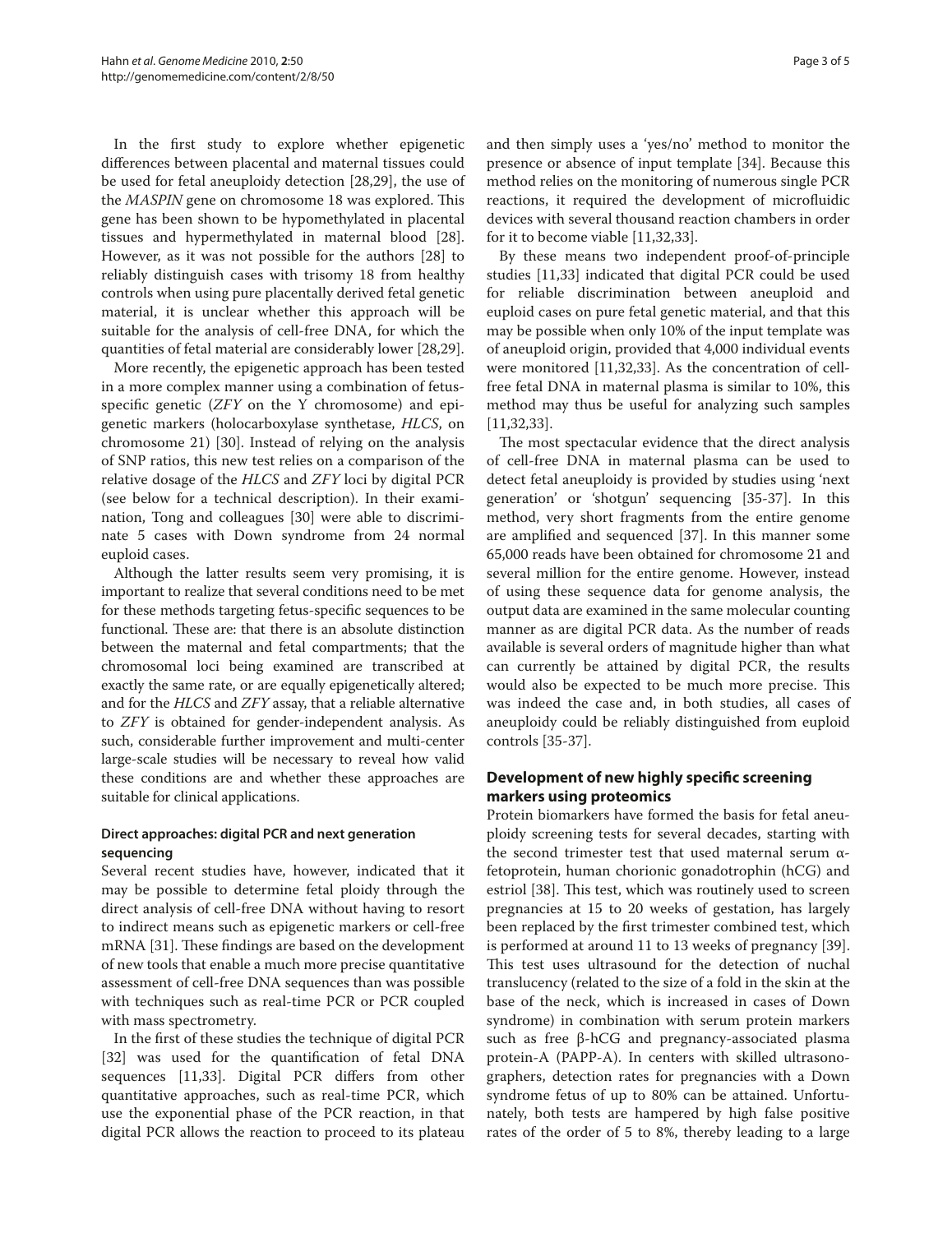In the first study to explore whether epigenetic differences between placental and maternal tissues could be used for fetal aneuploidy detection [28,29], the use of the *MASPIN* gene on chromosome 18 was explored. This gene has been shown to be hypomethylated in placental tissues and hypermethylated in maternal blood [28]. However, as it was not possible for the authors [28] to reliably distinguish cases with trisomy 18 from healthy controls when using pure placentally derived fetal genetic material, it is unclear whether this approach will be suitable for the analysis of cell-free DNA, for which the quantities of fetal material are considerably lower [28,29].

More recently, the epigenetic approach has been tested in a more complex manner using a combination of fetus-specific genetic (*ZFY* on the Y chromosome) and epigenetic markers (holocarboxylase synthetase, *HLCS*, on chromosome 21) [30]. Instead of relying on the analysis of SNP ratios, this new test relies on a comparison of the relative dosage of the *HLCS* and *ZFY* loci by digital PCR (see below for a technical description). In their examination, Tong and colleagues [30] were able to discriminate 5 cases with Down syndrome from 24 normal euploid cases.

Although the latter results seem very promising, it is important to realize that several conditions need to be met for these methods targeting fetus-specific sequences to be functional. These are: that there is an absolute distinction between the maternal and fetal compartments; that the chromosomal loci being examined are transcribed at exactly the same rate, or are equally epigenetically altered; and for the *HLCS* and *ZFY* assay, that a reliable alternative to *ZFY* is obtained for gender-independent analysis. As such, considerable further improvement and multi-center large-scale studies will be necessary to reveal how valid these conditions are and whether these approaches are suitable for clinical applications.

### Direct approaches: digital PCR and next generation sequencing

Several recent studies have, however, indicated that it may be possible to determine fetal ploidy through the direct analysis of cell-free DNA without having to resort to indirect means such as epigenetic markers or cell-free mRNA [31]. These findings are based on the development of new tools that enable a much more precise quantitative assessment of cell-free DNA sequences than was possible with techniques such as real-time PCR or PCR coupled with mass spectrometry.

In the first of these studies the technique of digital PCR [32] was used for the quantification of fetal DNA sequences [11,33]. Digital PCR differs from other quantitative approaches, such as real-time PCR, which use the exponential phase of the PCR reaction, in that digital PCR allows the reaction to proceed to its plateau and then simply uses a 'yes/no' method to monitor the presence or absence of input template [34]. Because this method relies on the monitoring of numerous single PCR reactions, it required the development of microfluidic devices with several thousand reaction chambers in order for it to become viable [11,32,33].

By these means two independent proof-of-principle studies [11,33] indicated that digital PCR could be used for reliable discrimination between aneuploid and euploid cases on pure fetal genetic material, and that this may be possible when only 10% of the input template was of aneuploid origin, provided that 4,000 individual events were monitored [11,32,33]. As the concentration of cell-free fetal DNA in maternal plasma is similar to 10%, this method may thus be useful for analyzing such samples [11,32,33].

The most spectacular evidence that the direct analysis of cell-free DNA in maternal plasma can be used to detect fetal aneuploidy is provided by studies using 'next generation' or 'shotgun' sequencing [35-37]. In this method, very short fragments from the entire genome are amplified and sequenced [37]. In this manner some 65,000 reads have been obtained for chromosome 21 and several million for the entire genome. However, instead of using these sequence data for genome analysis, the output data are examined in the same molecular counting manner as are digital PCR data. As the number of reads available is several orders of magnitude higher than what can currently be attained by digital PCR, the results would also be expected to be much more precise. This was indeed the case and, in both studies, all cases of aneuploidy could be reliably distinguished from euploid controls [35-37].

## Development of new highly specific screening markers using proteomics

Protein biomarkers have formed the basis for fetal aneuploidy screening tests for several decades, starting with the second trimester test that used maternal serum α-fetoprotein, human chorionic gonadotrophin (hCG) and estriol [38]. This test, which was routinely used to screen pregnancies at 15 to 20 weeks of gestation, has largely been replaced by the first trimester combined test, which is performed at around 11 to 13 weeks of pregnancy [39]. This test uses ultrasound for the detection of nuchal translucency (related to the size of a fold in the skin at the base of the neck, which is increased in cases of Down syndrome) in combination with serum protein markers such as free β-hCG and pregnancy-associated plasma protein-A (PAPP-A). In centers with skilled ultrasonographers, detection rates for pregnancies with a Down syndrome fetus of up to 80% can be attained. Unfortunately, both tests are hampered by high false positive rates of the order of 5 to 8%, thereby leading to a large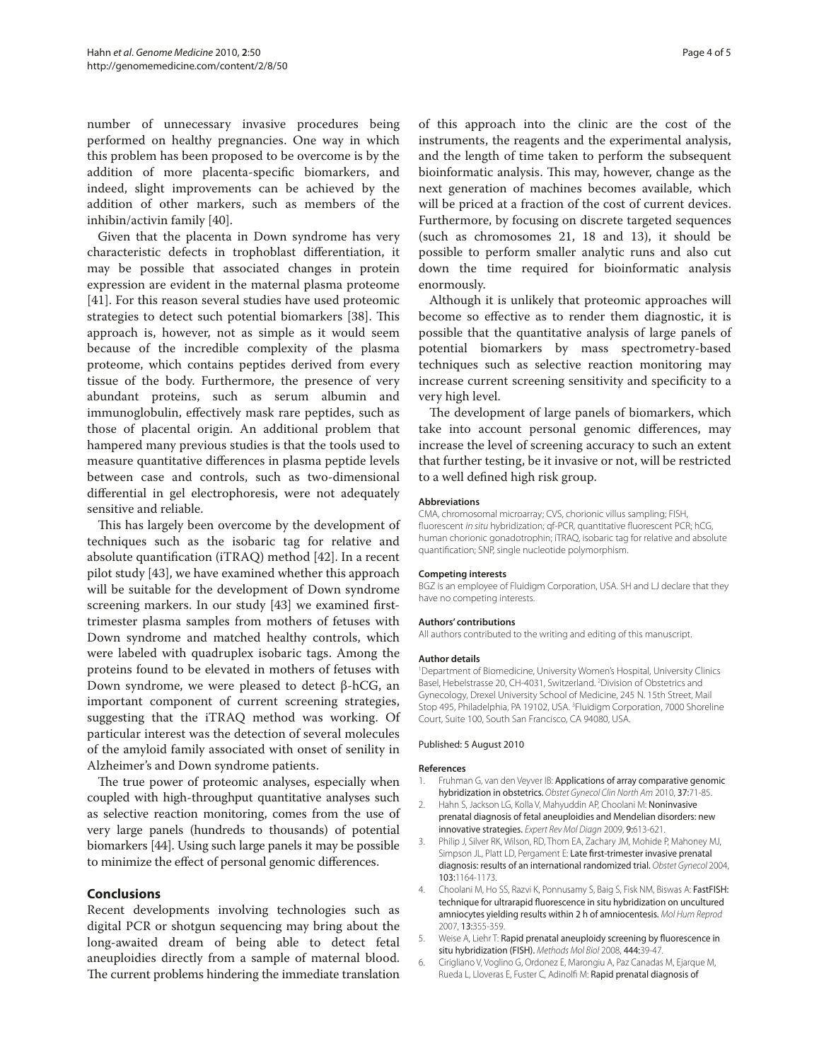number of unnecessary invasive procedures being performed on healthy pregnancies. One way in which this problem has been proposed to be overcome is by the addition of more placenta-specific biomarkers, and indeed, slight improvements can be achieved by the addition of other markers, such as members of the inhibin/activin family [40].

Given that the placenta in Down syndrome has very characteristic defects in trophoblast differentiation, it may be possible that associated changes in protein expression are evident in the maternal plasma proteome [41]. For this reason several studies have used proteomic strategies to detect such potential biomarkers [38]. This approach is, however, not as simple as it would seem because of the incredible complexity of the plasma proteome, which contains peptides derived from every tissue of the body. Furthermore, the presence of very abundant proteins, such as serum albumin and immunoglobulin, effectively mask rare peptides, such as those of placental origin. An additional problem that hampered many previous studies is that the tools used to measure quantitative differences in plasma peptide levels between case and controls, such as two-dimensional differential in gel electrophoresis, were not adequately sensitive and reliable.

This has largely been overcome by the development of techniques such as the isobaric tag for relative and absolute quantification (iTRAQ) method [42]. In a recent pilot study [43], we have examined whether this approach will be suitable for the development of Down syndrome screening markers. In our study [43] we examined first-trimester plasma samples from mothers of fetuses with Down syndrome and matched healthy controls, which were labeled with quadruplex isobaric tags. Among the proteins found to be elevated in mothers of fetuses with Down syndrome, we were pleased to detect β-hCG, an important component of current screening strategies, suggesting that the iTRAQ method was working. Of particular interest was the detection of several molecules of the amyloid family associated with onset of senility in Alzheimer's and Down syndrome patients.

The true power of proteomic analyses, especially when coupled with high-throughput quantitative analyses such as selective reaction monitoring, comes from the use of very large panels (hundreds to thousands) of potential biomarkers [44]. Using such large panels it may be possible to minimize the effect of personal genomic differences.

## Conclusions

Recent developments involving technologies such as digital PCR or shotgun sequencing may bring about the long-awaited dream of being able to detect fetal aneuploidies directly from a sample of maternal blood. The current problems hindering the immediate translation of this approach into the clinic are the cost of the instruments, the reagents and the experimental analysis, and the length of time taken to perform the subsequent bioinformatic analysis. This may, however, change as the next generation of machines becomes available, which will be priced at a fraction of the cost of current devices. Furthermore, by focusing on discrete targeted sequences (such as chromosomes 21, 18 and 13), it should be possible to perform smaller analytic runs and also cut down the time required for bioinformatic analysis enormously.

Although it is unlikely that proteomic approaches will become so effective as to render them diagnostic, it is possible that the quantitative analysis of large panels of potential biomarkers by mass spectrometry-based techniques such as selective reaction monitoring may increase current screening sensitivity and specificity to a very high level.

The development of large panels of biomarkers, which take into account personal genomic differences, may increase the level of screening accuracy to such an extent that further testing, be it invasive or not, will be restricted to a well defined high risk group.

#### Abbreviations

CMA, chromosomal microarray; CVS, chorionic villus sampling; FISH, fluorescent *in situ* hybridization; qf-PCR, quantitative fluorescent PCR; hCG, human chorionic gonadotrophin; iTRAQ, isobaric tag for relative and absolute quantification; SNP, single nucleotide polymorphism.

#### Competing interests

BGZ is an employee of Fluidigm Corporation, USA. SH and LJ declare that they have no competing interests.

#### Authors' contributions

All authors contributed to the writing and editing of this manuscript.

#### Author details

[1]Department of Biomedicine, University Women's Hospital, University Clinics Basel, Hebelstrasse 20, CH-4031, Switzerland. [2]Division of Obstetrics and Gynecology, Drexel University School of Medicine, 245 N. 15th Street, Mail Stop 495, Philadelphia, PA 19102, USA. [3]Fluidigm Corporation, 7000 Shoreline Court, Suite 100, South San Francisco, CA 94080, USA.

Published: 5 August 2010

#### References

1. Fruhman G, van den Veyver IB: **Applications of array comparative genomic hybridization in obstetrics.** *Obstet Gynecol Clin North Am* 2010, **37:**71-85.
2. Hahn S, Jackson LG, Kolla V, Mahyuddin AP, Choolani M: **Noninvasive prenatal diagnosis of fetal aneuploidies and Mendelian disorders: new innovative strategies.** *Expert Rev Mol Diagn* 2009, **9:**613-621.
3. Philip J, Silver RK, Wilson, RD, Thom EA, Zachary JM, Mohide P, Mahoney MJ, Simpson JL, Platt LD, Pergament E: **Late first-trimester invasive prenatal diagnosis: results of an international randomized trial.** *Obstet Gynecol* 2004, **103:**1164-1173.
4. Choolani M, Ho SS, Razvi K, Ponnusamy S, Baig S, Fisk NM, Biswas A: **FastFISH: technique for ultrarapid fluorescence in situ hybridization on uncultured amniocytes yielding results within 2 h of amniocentesis.** *Mol Hum Reprod* 2007, **13:**355-359.
5. Weise A, Liehr T: **Rapid prenatal aneuploidy screening by fluorescence in situ hybridization (FISH).** *Methods Mol Biol* 2008, **444:**39-47.
6. Cirigliano V, Voglino G, Ordonez E, Marongiu A, Paz Canadas M, Ejarque M, Rueda L, Lloveras E, Fuster C, Adinolfi M: **Rapid prenatal diagnosis of**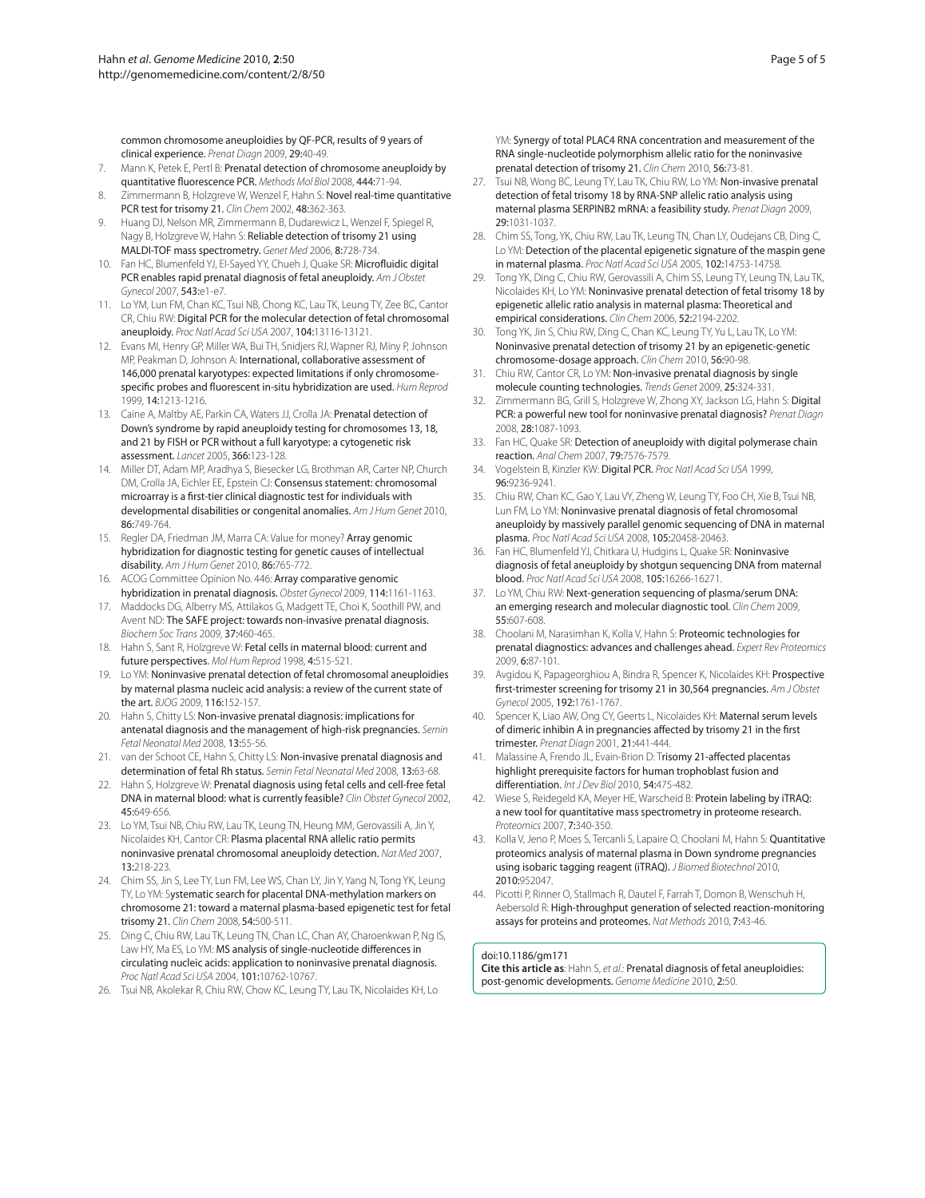common chromosome aneuploidies by QF-PCR, results of 9 years of clinical experience. *Prenat Diagn* 2009, **29:**40-49.

7. Mann K, Petek E, Pertl B: Prenatal detection of chromosome aneuploidy by quantitative fluorescence PCR. *Methods Mol Biol* 2008, **444:**71-94.
8. Zimmermann B, Holzgreve W, Wenzel F, Hahn S: Novel real-time quantitative PCR test for trisomy 21. *Clin Chem* 2002, **48:**362-363.
9. Huang DJ, Nelson MR, Zimmermann B, Dudarewicz L, Wenzel F, Spiegel R, Nagy B, Holzgreve W, Hahn S: Reliable detection of trisomy 21 using MALDI-TOF mass spectrometry. *Genet Med* 2006, **8:**728-734.
10. Fan HC, Blumenfeld YJ, El-Sayed YY, Chueh J, Quake SR: Microfluidic digital PCR enables rapid prenatal diagnosis of fetal aneuploidy. *Am J Obstet Gynecol* 2007, **543:**e1-e7.
11. Lo YM, Lun FM, Chan KC, Tsui NB, Chong KC, Lau TK, Leung TY, Zee BC, Cantor CR, Chiu RW: Digital PCR for the molecular detection of fetal chromosomal aneuploidy. *Proc Natl Acad Sci USA* 2007, **104:**13116-13121.
12. Evans MI, Henry GP, Miller WA, Bui TH, Snidjers RJ, Wapner RJ, Miny P, Johnson MP, Peakman D, Johnson A: International, collaborative assessment of 146,000 prenatal karyotypes: expected limitations if only chromosome-specific probes and fluorescent in-situ hybridization are used. *Hum Reprod* 1999, **14:**1213-1216.
13. Caine A, Maltby AE, Parkin CA, Waters JJ, Crolla JA: Prenatal detection of Down's syndrome by rapid aneuploidy testing for chromosomes 13, 18, and 21 by FISH or PCR without a full karyotype: a cytogenetic risk assessment. *Lancet* 2005, **366:**123-128.
14. Miller DT, Adam MP, Aradhya S, Biesecker LG, Brothman AR, Carter NP, Church DM, Crolla JA, Eichler EE, Epstein CJ: Consensus statement: chromosomal microarray is a first-tier clinical diagnostic test for individuals with developmental disabilities or congenital anomalies. *Am J Hum Genet* 2010, **86:**749-764.
15. Regler DA, Friedman JM, Marra CA: Value for money? Array genomic hybridization for diagnostic testing for genetic causes of intellectual disability. *Am J Hum Genet* 2010, **86:**765-772.
16. ACOG Committee Opinion No. 446: Array comparative genomic hybridization in prenatal diagnosis. *Obstet Gynecol* 2009, **114:**1161-1163.
17. Maddocks DG, Alberry MS, Attilakos G, Madgett TE, Choi K, Soothill PW, and Avent ND: The SAFE project: towards non-invasive prenatal diagnosis. *Biochem Soc Trans* 2009, **37:**460-465.
18. Hahn S, Sant R, Holzgreve W: Fetal cells in maternal blood: current and future perspectives. *Mol Hum Reprod* 1998, **4:**515-521.
19. Lo YM: Noninvasive prenatal detection of fetal chromosomal aneuploidies by maternal plasma nucleic acid analysis: a review of the current state of the art. *BJOG* 2009, **116:**152-157.
20. Hahn S, Chitty LS: Non-invasive prenatal diagnosis: implications for antenatal diagnosis and the management of high-risk pregnancies. *Semin Fetal Neonatal Med* 2008, **13:**55-56.
21. van der Schoot CE, Hahn S, Chitty LS: Non-invasive prenatal diagnosis and determination of fetal Rh status. *Semin Fetal Neonatal Med* 2008, **13:**63-68.
22. Hahn S, Holzgreve W: Prenatal diagnosis using fetal cells and cell-free fetal DNA in maternal blood: what is currently feasible? *Clin Obstet Gynecol* 2002, **45:**649-656.
23. Lo YM, Tsui NB, Chiu RW, Lau TK, Leung TN, Heung MM, Gerovassili A, Jin Y, Nicolaides KH, Cantor CR: Plasma placental RNA allelic ratio permits noninvasive prenatal chromosomal aneuploidy detection. *Nat Med* 2007, **13:**218-223.
24. Chim SS, Jin S, Lee TY, Lun FM, Lee WS, Chan LY, Jin Y, Yang N, Tong YK, Leung TY, Lo YM: Systematic search for placental DNA-methylation markers on chromosome 21: toward a maternal plasma-based epigenetic test for fetal trisomy 21. *Clin Chem* 2008, **54:**500-511.
25. Ding C, Chiu RW, Lau TK, Leung TN, Chan LC, Chan AY, Charoenkwan P, Ng IS, Law HY, Ma ES, Lo YM: MS analysis of single-nucleotide differences in circulating nucleic acids: application to noninvasive prenatal diagnosis. *Proc Natl Acad Sci USA* 2004, **101:**10762-10767.
26. Tsui NB, Akolekar R, Chiu RW, Chow KC, Leung TY, Lau TK, Nicolaides KH, Lo YM: Synergy of total PLAC4 RNA concentration and measurement of the RNA single-nucleotide polymorphism allelic ratio for the noninvasive prenatal detection of trisomy 21. *Clin Chem* 2010, **56:**73-81.
27. Tsui NB, Wong BC, Leung TY, Lau TK, Chiu RW, Lo YM: Non-invasive prenatal detection of fetal trisomy 18 by RNA-SNP allelic ratio analysis using maternal plasma SERPINB2 mRNA: a feasibility study. *Prenat Diagn* 2009, **29:**1031-1037.
28. Chim SS, Tong, YK, Chiu RW, Lau TK, Leung TN, Chan LY, Oudejans CB, Ding C, Lo YM: Detection of the placental epigenetic signature of the maspin gene in maternal plasma. *Proc Natl Acad Sci USA* 2005, **102:**14753-14758.
29. Tong YK, Ding C, Chiu RW, Gerovassili A, Chim SS, Leung TY, Leung TN, Lau TK, Nicolaides KH, Lo YM: Noninvasive prenatal detection of fetal trisomy 18 by epigenetic allelic ratio analysis in maternal plasma: Theoretical and empirical considerations. *Clin Chem* 2006, **52:**2194-2202.
30. Tong YK, Jin S, Chiu RW, Ding C, Chan KC, Leung TY, Yu L, Lau TK, Lo YM: Noninvasive prenatal detection of trisomy 21 by an epigenetic-genetic chromosome-dosage approach. *Clin Chem* 2010, **56:**90-98.
31. Chiu RW, Cantor CR, Lo YM: Non-invasive prenatal diagnosis by single molecule counting technologies. *Trends Genet* 2009, **25:**324-331.
32. Zimmermann BG, Grill S, Holzgreve W, Zhong XY, Jackson LG, Hahn S: Digital PCR: a powerful new tool for noninvasive prenatal diagnosis? *Prenat Diagn* 2008, **28:**1087-1093.
33. Fan HC, Quake SR: Detection of aneuploidy with digital polymerase chain reaction. *Anal Chem* 2007, **79:**7576-7579.
34. Vogelstein B, Kinzler KW: Digital PCR. *Proc Natl Acad Sci USA* 1999, **96:**9236-9241.
35. Chiu RW, Chan KC, Gao Y, Lau VY, Zheng W, Leung TY, Foo CH, Xie B, Tsui NB, Lun FM, Lo YM: Noninvasive prenatal diagnosis of fetal chromosomal aneuploidy by massively parallel genomic sequencing of DNA in maternal plasma. *Proc Natl Acad Sci USA* 2008, **105:**20458-20463.
36. Fan HC, Blumenfeld YJ, Chitkara U, Hudgins L, Quake SR: Noninvasive diagnosis of fetal aneuploidy by shotgun sequencing DNA from maternal blood. *Proc Natl Acad Sci USA* 2008, **105:**16266-16271.
37. Lo YM, Chiu RW: Next-generation sequencing of plasma/serum DNA: an emerging research and molecular diagnostic tool. *Clin Chem* 2009, **55:**607-608.
38. Choolani M, Narasimhan K, Kolla V, Hahn S: Proteomic technologies for prenatal diagnostics: advances and challenges ahead. *Expert Rev Proteomics* 2009, **6:**87-101.
39. Avgidou K, Papageorghiou A, Bindra R, Spencer K, Nicolaides KH: Prospective first-trimester screening for trisomy 21 in 30,564 pregnancies. *Am J Obstet Gynecol* 2005, **192:**1761-1767.
40. Spencer K, Liao AW, Ong CY, Geerts L, Nicolaides KH: Maternal serum levels of dimeric inhibin A in pregnancies affected by trisomy 21 in the first trimester. *Prenat Diagn* 2001, **21:**441-444.
41. Malassine A, Frendo JL, Evain-Brion D: Trisomy 21-affected placentas highlight prerequisite factors for human trophoblast fusion and differentiation. *Int J Dev Biol* 2010, **54:**475-482.
42. Wiese S, Reidegeld KA, Meyer HE, Warscheid B: Protein labeling by iTRAQ: a new tool for quantitative mass spectrometry in proteome research. *Proteomics* 2007, **7:**340-350.
43. Kolla V, Jeno P, Moes S, Tercanli S, Lapaire O, Choolani M, Hahn S: Quantitative proteomics analysis of maternal plasma in Down syndrome pregnancies using isobaric tagging reagent (iTRAQ). *J Biomed Biotechnol* 2010, **2010:**952047.
44. Picotti P, Rinner O, Stallmach R, Dautel F, Farrah T, Domon B, Wenschuh H, Aebersold R: High-throughput generation of selected reaction-monitoring assays for proteins and proteomes. *Nat Methods* 2010, **7:**43-46.

doi:10.1186/gm171

**Cite this article as**: Hahn S, *et al.*: Prenatal diagnosis of fetal aneuploidies: post-genomic developments. *Genome Medicine* 2010, **2:**50.